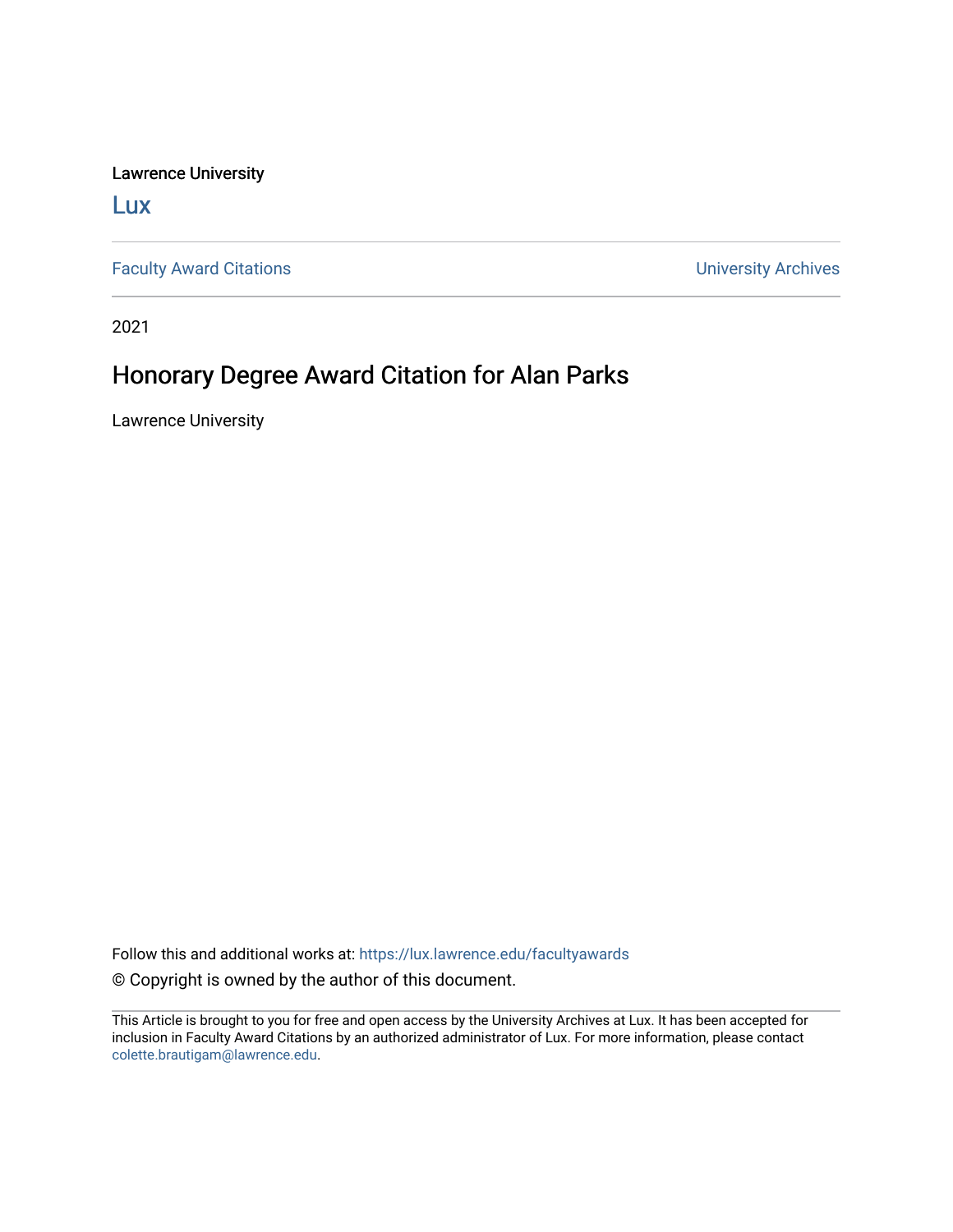Lawrence University

Lux

Faculty Award Citations

University Archives

2021

# Honorary Degree Award Citation for Alan Parks

Lawrence University

Follow this and additional works at: https://lux.lawrence.edu/facultyawards

© Copyright is owned by the author of this document.

This Article is brought to you for free and open access by the University Archives at Lux. It has been accepted for inclusion in Faculty Award Citations by an authorized administrator of Lux. For more information, please contact colette.brautigam@lawrence.edu.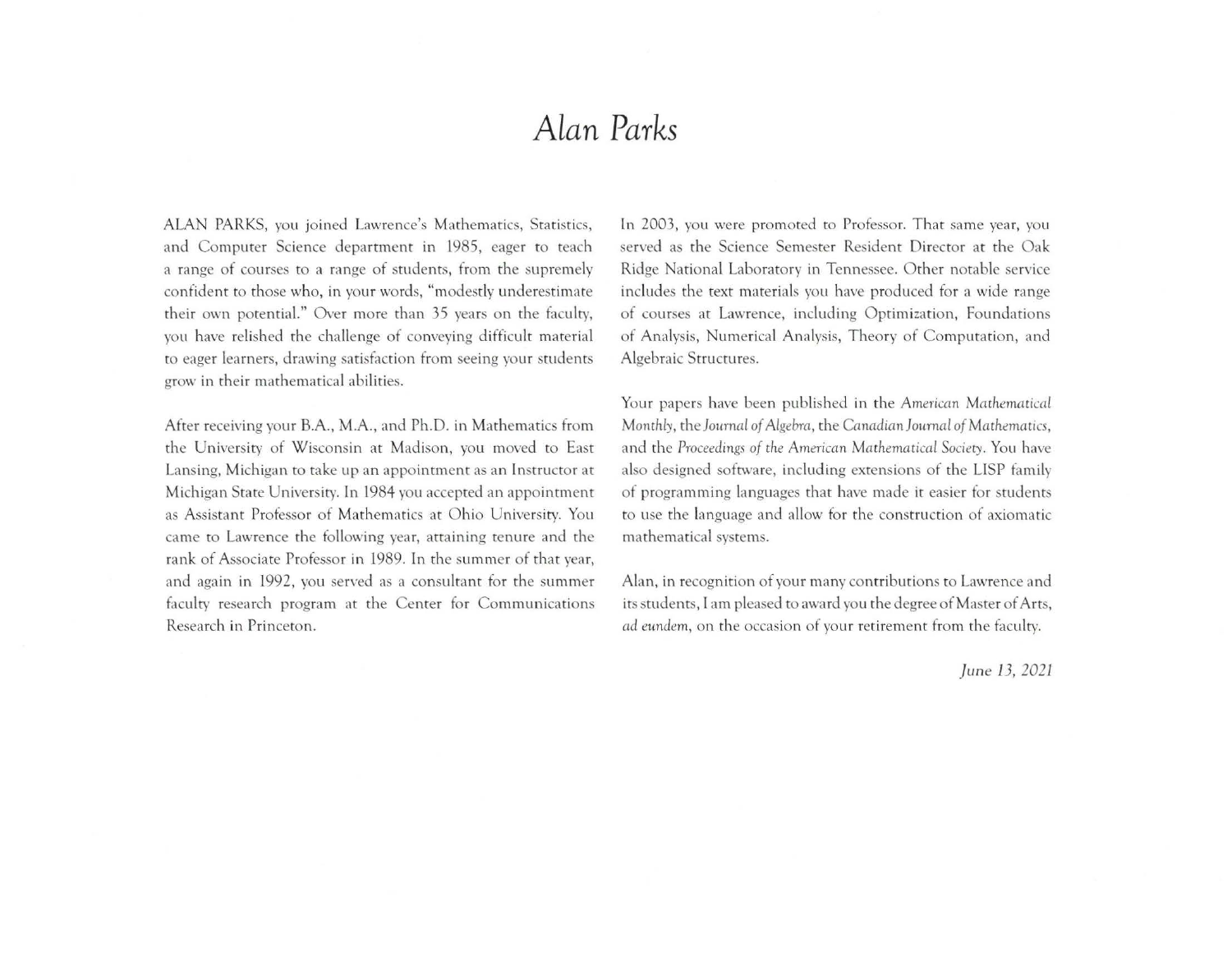# *Alan Parks*

ALAN PARKS, you joined Lawrence's Mathematics, Statistics, and Computer Science department in 1985, eager to teach a range of courses to a range of students, from the supremely confident to those who, in your words, "modestly underestimate their own potential." Over more than 35 years on the faculty, you have relished the challenge of conveying difficult material to eager learners, drawing satisfaction from seeing your students grow in their mathematical abilities.

After receiving your B.A., M.A., and Ph.D. in Mathematics from the University of Wisconsin at Madison, you moved to East Lansing, Michigan to take up an appointment as an Instructor at Michigan State University. In 1984 you accepted an appointment as Assistant Professor of Mathematics at Ohio University. You came to Lawrence the following year, attaining tenure and the rank of Associate Professor in 1989. In the summer of that year, and again in 1992, you served as a consultant for the summer faculty research program at the Center for Communications Research in Princeton.

In 2003, you were promoted to Professor. That same year, you served as the Science Semester Resident Director at the Oak Ridge National Laboratory in Tennessee. Other notable service includes the text materials you have produced for a wide range of courses at Lawrence, including Optimization, Foundations of Analysis, Numerical Analysis, Theory of Computation, and Algebraic Structures.

Your papers have been published in the *American Mathematical Monthly*, the *Journal of Algebra*, the *Canadian Journal of Mathematics*, and the *Proceedings of the American Mathematical Society*. You have also designed software, including extensions of the LISP family of programming languages that have made it easier for students to use the language and allow for the construction of axiomatic mathematical systems.

Alan, in recognition of your many contributions to Lawrence and its students, I am pleased to award you the degree of Master of Arts, *ad eundem*, on the occasion of your retirement from the faculty.

*June 13, 2021*